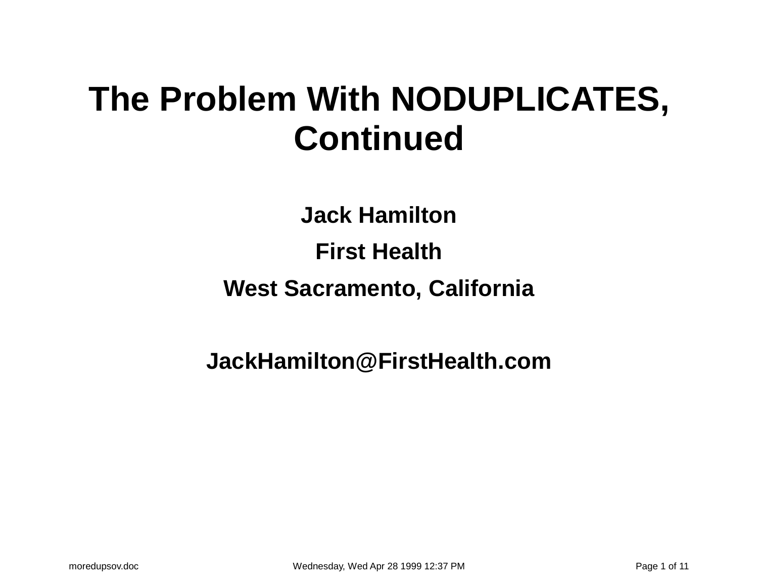# The Problem With NODUPLICATES, Continued

**Jack Hamilton**

**First Health**

**West Sacramento, California**

**JackHamilton@FirstHealth.com**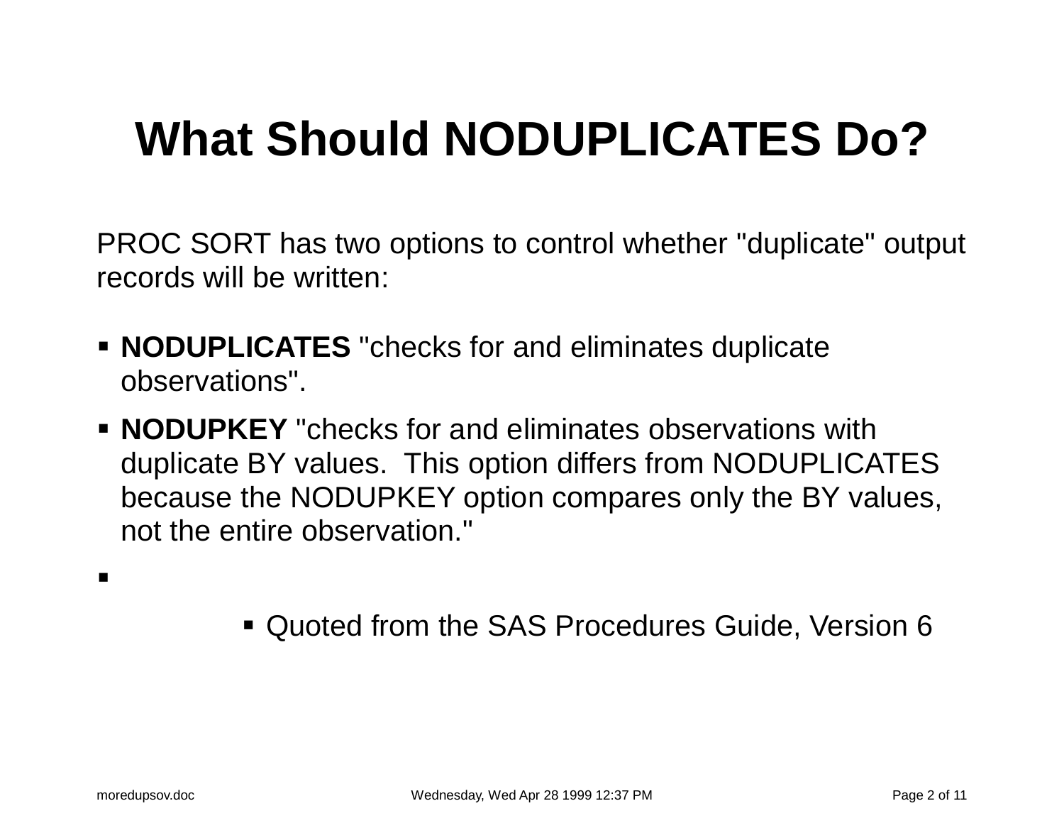# What Should NODUPLICATES Do?

PROC SORT has two options to control whether "duplicate" output records will be written:

- **NODUPLICATES** "checks for and eliminates duplicate observations".
- **NODUPKEY** "checks for and eliminates observations with duplicate BY values. This option differs from NODUPLICATES because the NODUPKEY option compares only the BY values, not the entire observation."
- 
    - Quoted from the SAS Procedures Guide, Version 6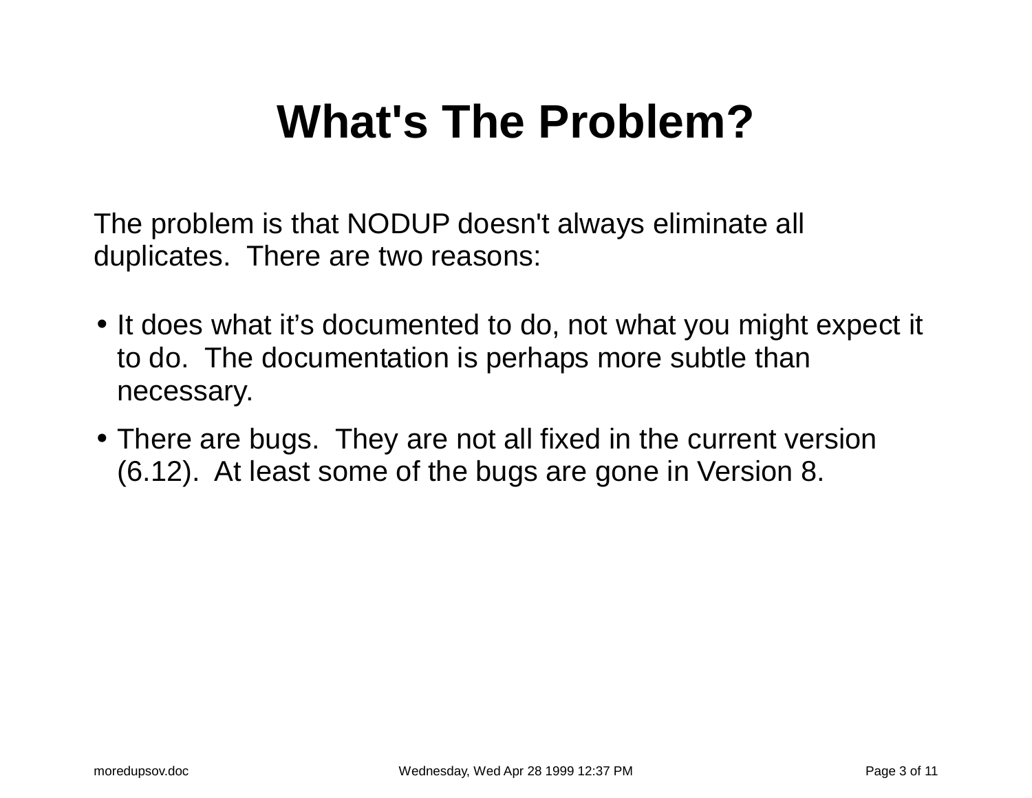# What's The Problem?

The problem is that NODUP doesn't always eliminate all duplicates. There are two reasons:

- It does what it’s documented to do, not what you might expect it to do. The documentation is perhaps more subtle than necessary.
- There are bugs. They are not all fixed in the current version (6.12). At least some of the bugs are gone in Version 8.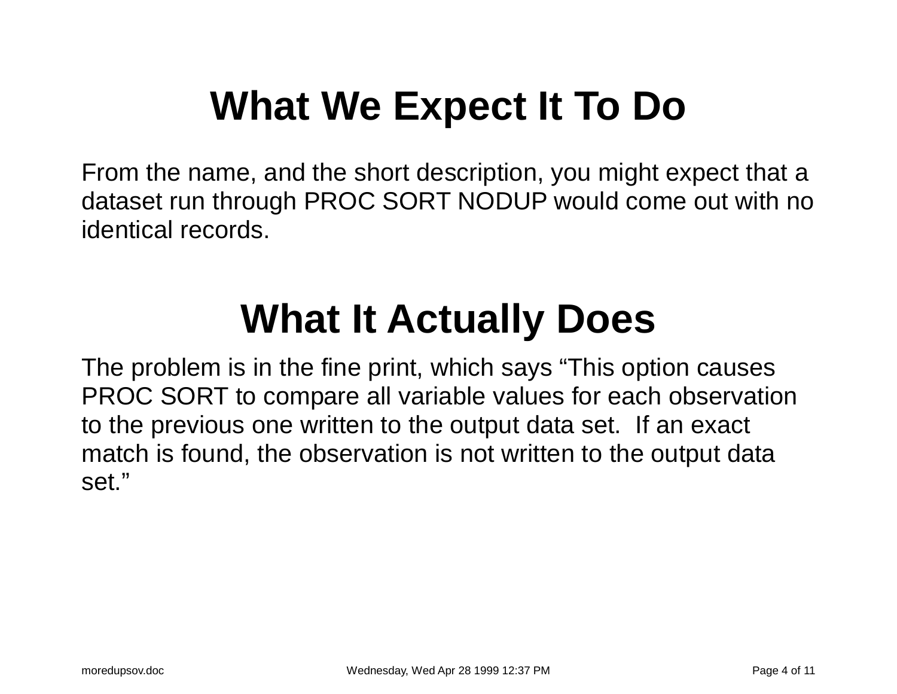# What We Expect It To Do

From the name, and the short description, you might expect that a dataset run through PROC SORT NODUP would come out with no identical records.

# What It Actually Does

The problem is in the fine print, which says “This option causes PROC SORT to compare all variable values for each observation to the previous one written to the output data set.  If an exact match is found, the observation is not written to the output data set.”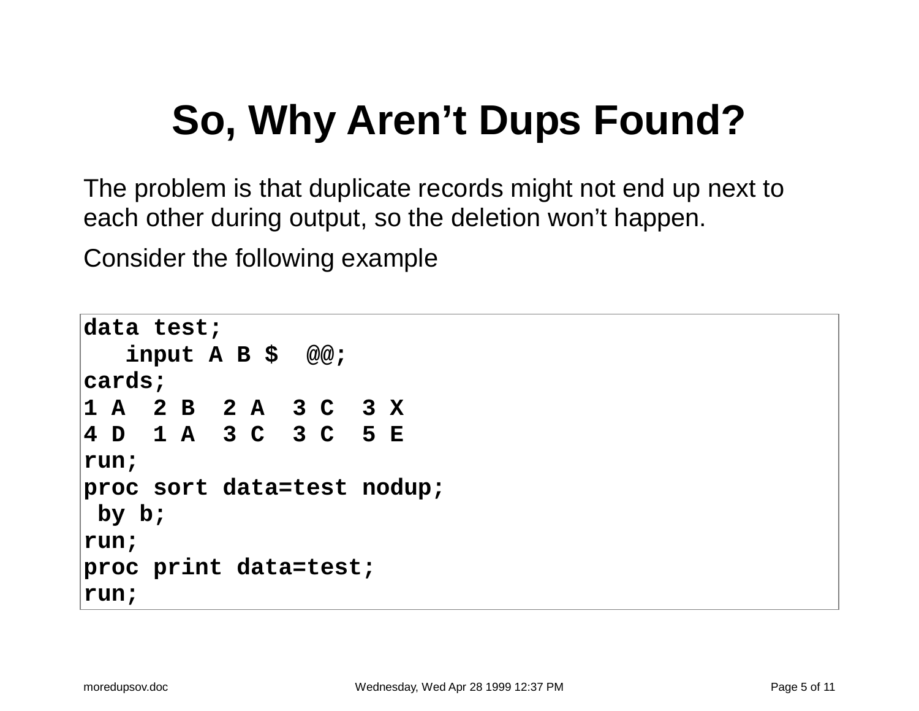# So, Why Aren't Dups Found?

The problem is that duplicate records might not end up next to each other during output, so the deletion won't happen.

Consider the following example

```
data test;
   input A B $  @@;
cards;
1 A  2 B  2 A  3 C  3 X
4 D  1 A  3 C  3 C  5 E
run;
proc sort data=test nodup;
 by b;
run;
proc print data=test;
run;
```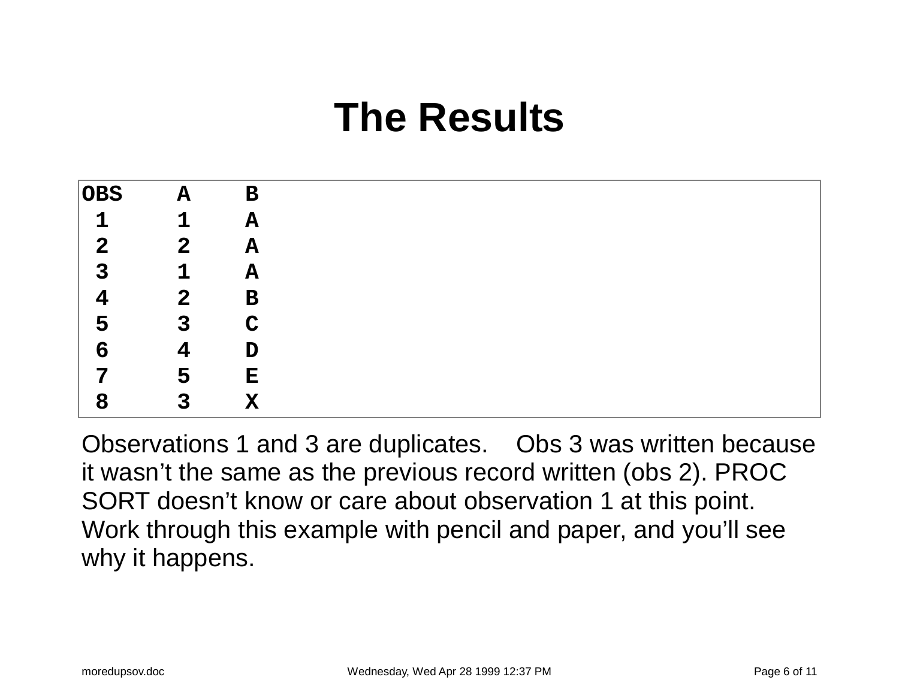# The Results

```
OBS    A    B
 1     1    A
 2     2    A
 3     1    A
 4     2    B
 5     3    C
 6     4    D
 7     5    E
 8     3    X
```

Observations 1 and 3 are duplicates. Obs 3 was written because it wasn't the same as the previous record written (obs 2). PROC SORT doesn't know or care about observation 1 at this point. Work through this example with pencil and paper, and you'll see why it happens.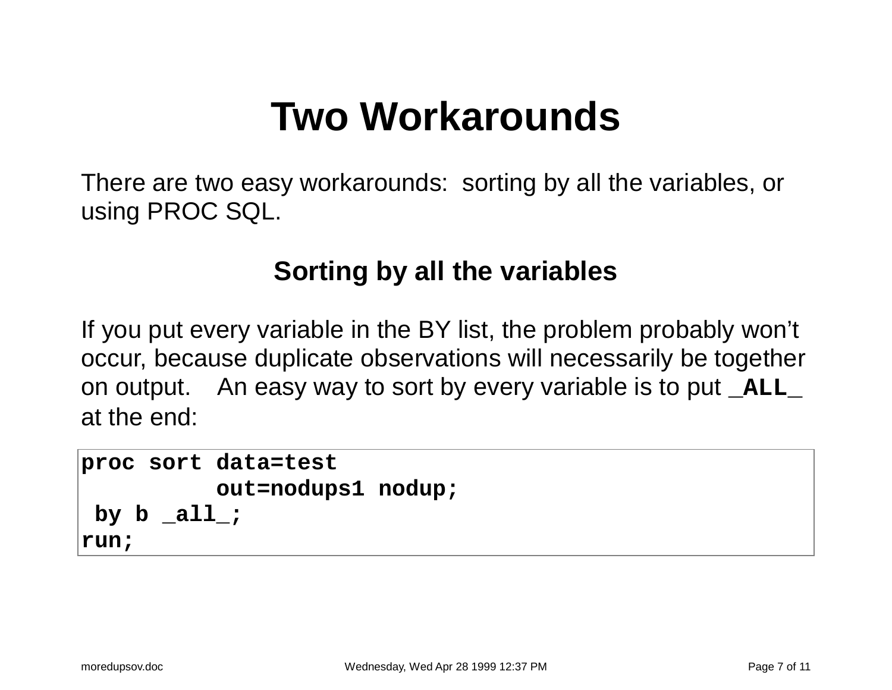# Two Workarounds

There are two easy workarounds: sorting by all the variables, or using PROC SQL.

## Sorting by all the variables

If you put every variable in the BY list, the problem probably won't occur, because duplicate observations will necessarily be together on output. An easy way to sort by every variable is to put **`_ALL_`** at the end:

```
proc sort data=test
          out=nodups1 nodup;
 by b _all_;
run;
```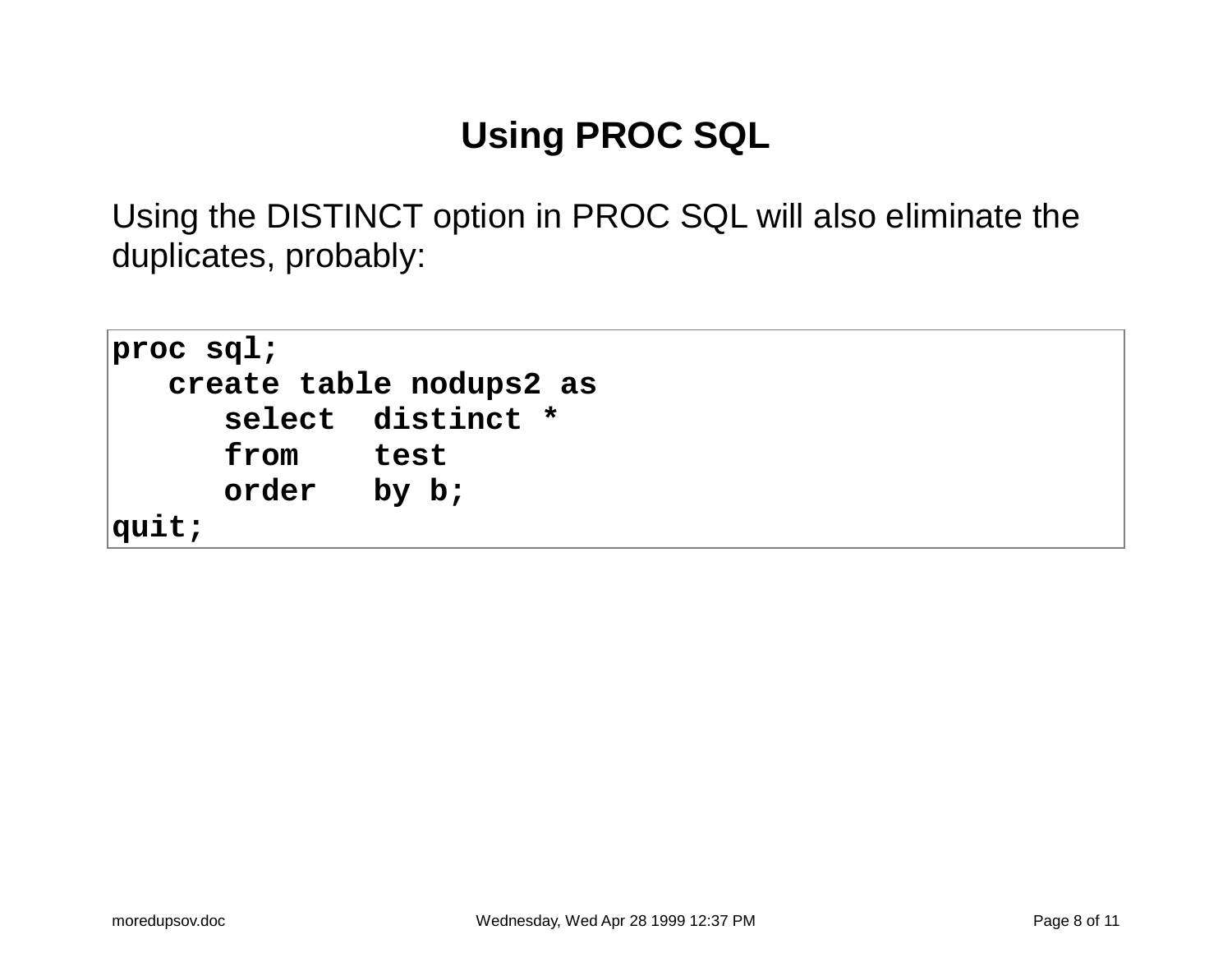# Using PROC SQL

Using the DISTINCT option in PROC SQL will also eliminate the duplicates, probably:

```
proc sql;
   create table nodups2 as
      select  distinct *
      from    test
      order   by b;
quit;
```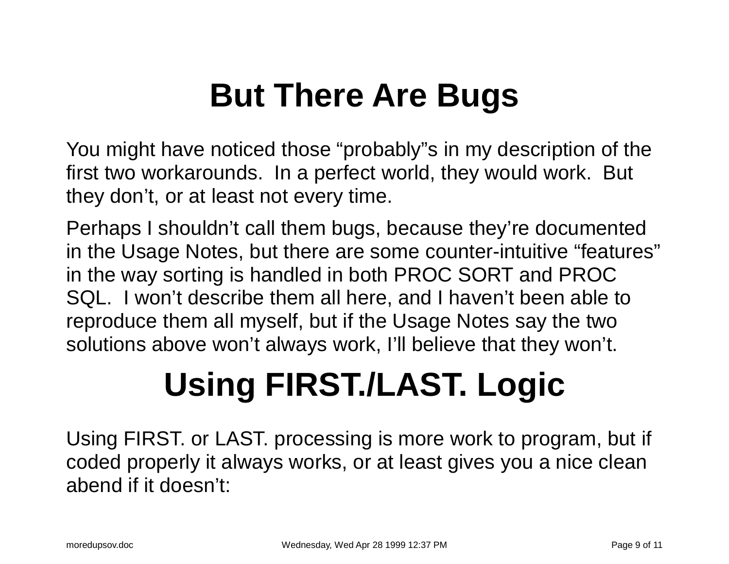# But There Are Bugs

You might have noticed those “probably”s in my description of the first two workarounds. In a perfect world, they would work. But they don’t, or at least not every time.

Perhaps I shouldn’t call them bugs, because they’re documented in the Usage Notes, but there are some counter-intuitive “features” in the way sorting is handled in both PROC SORT and PROC SQL. I won’t describe them all here, and I haven’t been able to reproduce them all myself, but if the Usage Notes say the two solutions above won’t always work, I’ll believe that they won’t.

# Using FIRST./LAST. Logic

Using FIRST. or LAST. processing is more work to program, but if coded properly it always works, or at least gives you a nice clean abend if it doesn’t: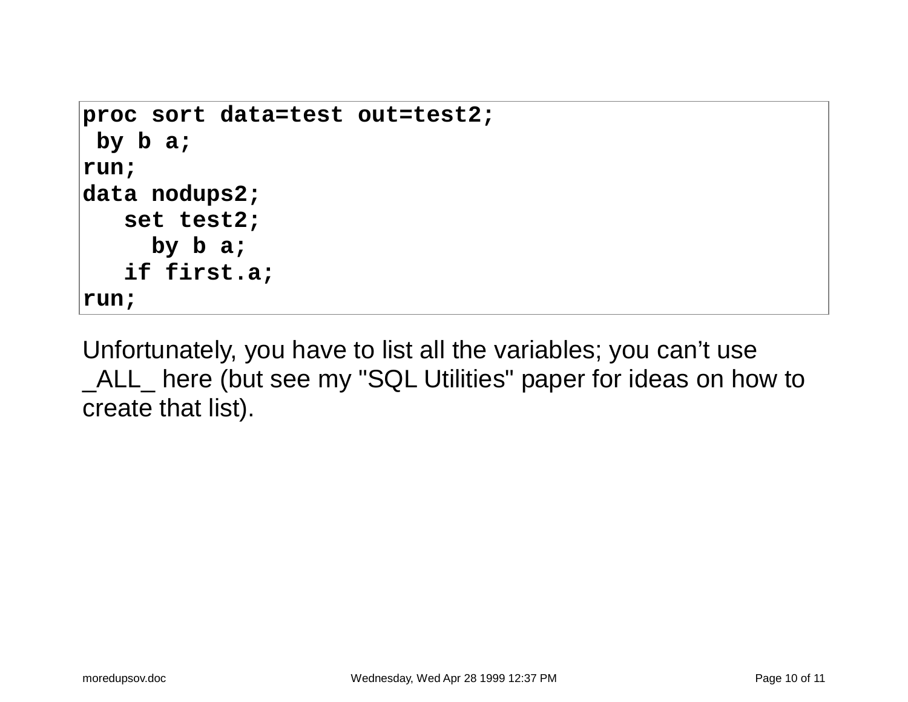```
proc sort data=test out=test2;
 by b a;
run;
data nodups2;
   set test2;
     by b a;
   if first.a;
run;
```

Unfortunately, you have to list all the variables; you can't use _ALL_ here (but see my "SQL Utilities" paper for ideas on how to create that list).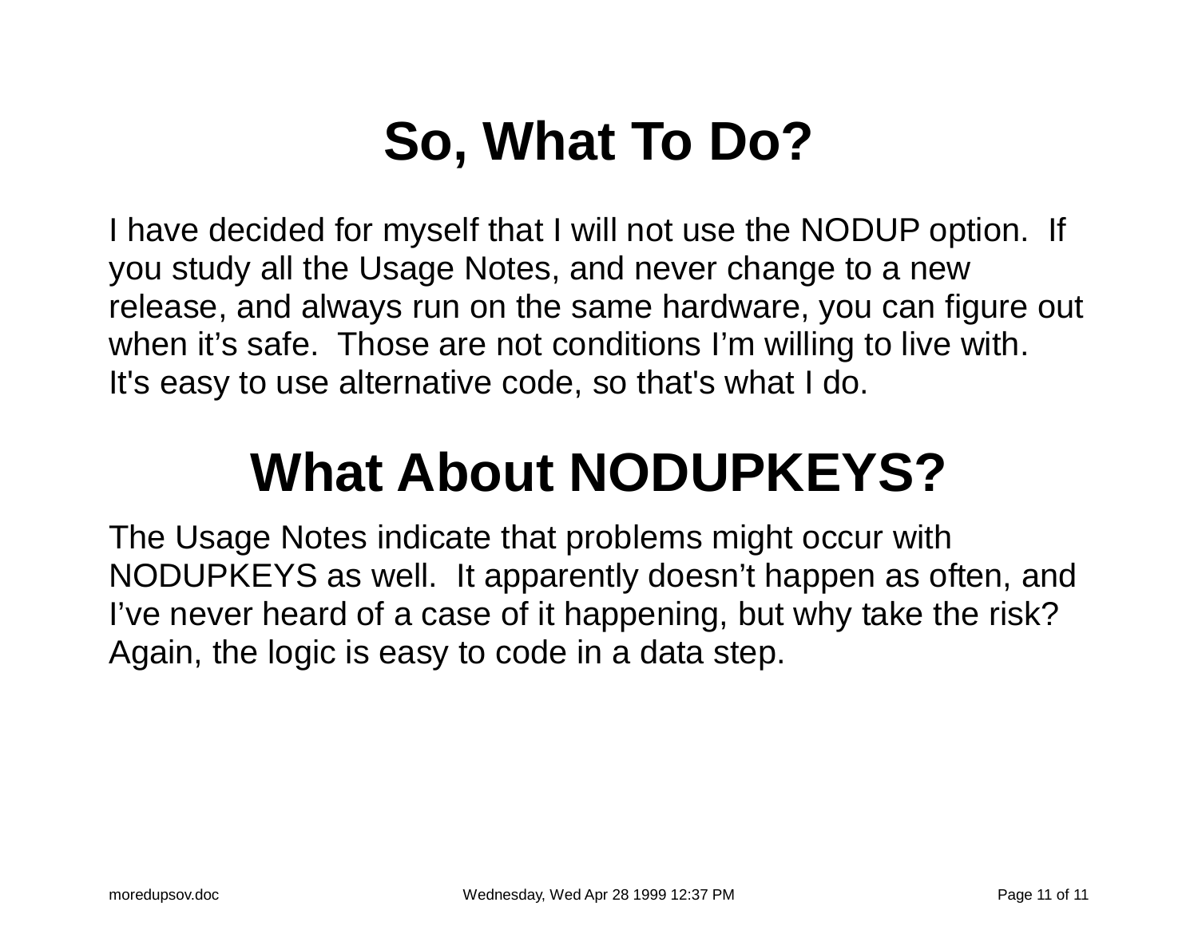# So, What To Do?

I have decided for myself that I will not use the NODUP option. If you study all the Usage Notes, and never change to a new release, and always run on the same hardware, you can figure out when it's safe. Those are not conditions I'm willing to live with. It's easy to use alternative code, so that's what I do.

# What About NODUPKEYS?

The Usage Notes indicate that problems might occur with NODUPKEYS as well. It apparently doesn't happen as often, and I've never heard of a case of it happening, but why take the risk? Again, the logic is easy to code in a data step.